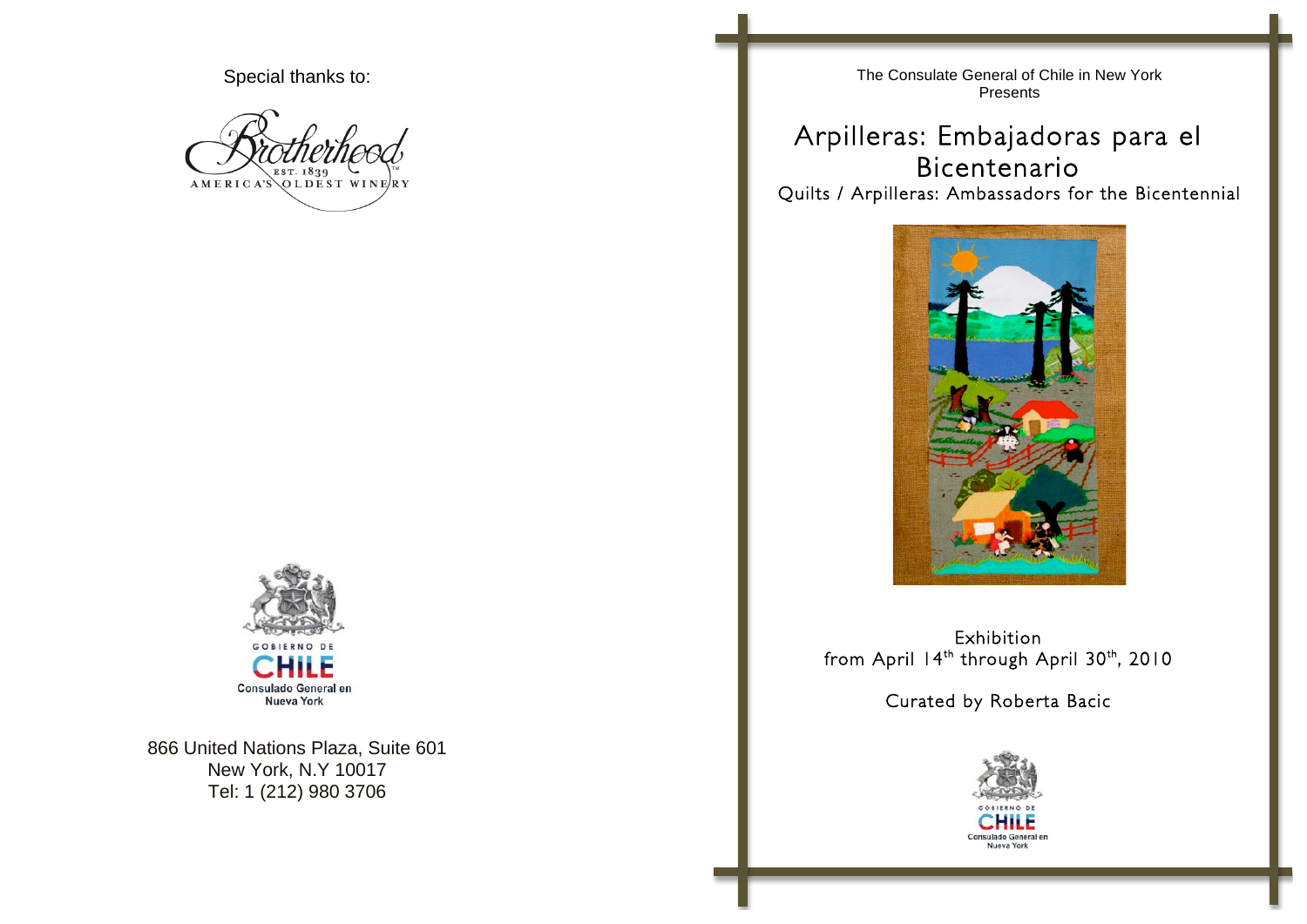Special thanks to:

Brotherhood
EST. 1839
AMERICA'S OLDEST WINERY

GOBIERNO DE
CHILE
Consulado General en
Nueva York

866 United Nations Plaza, Suite 601
New York, N.Y 10017
Tel: 1 (212) 980 3706

The Consulate General of Chile in New York
Presents

# Arpilleras: Embajadoras para el Bicentenario

## Quilts / Arpilleras: Ambassadors for the Bicentennial

Exhibition
from April 14th through April 30th, 2010

Curated by Roberta Bacic

GOBIERNO DE
CHILE
Consulado General en
Nueva York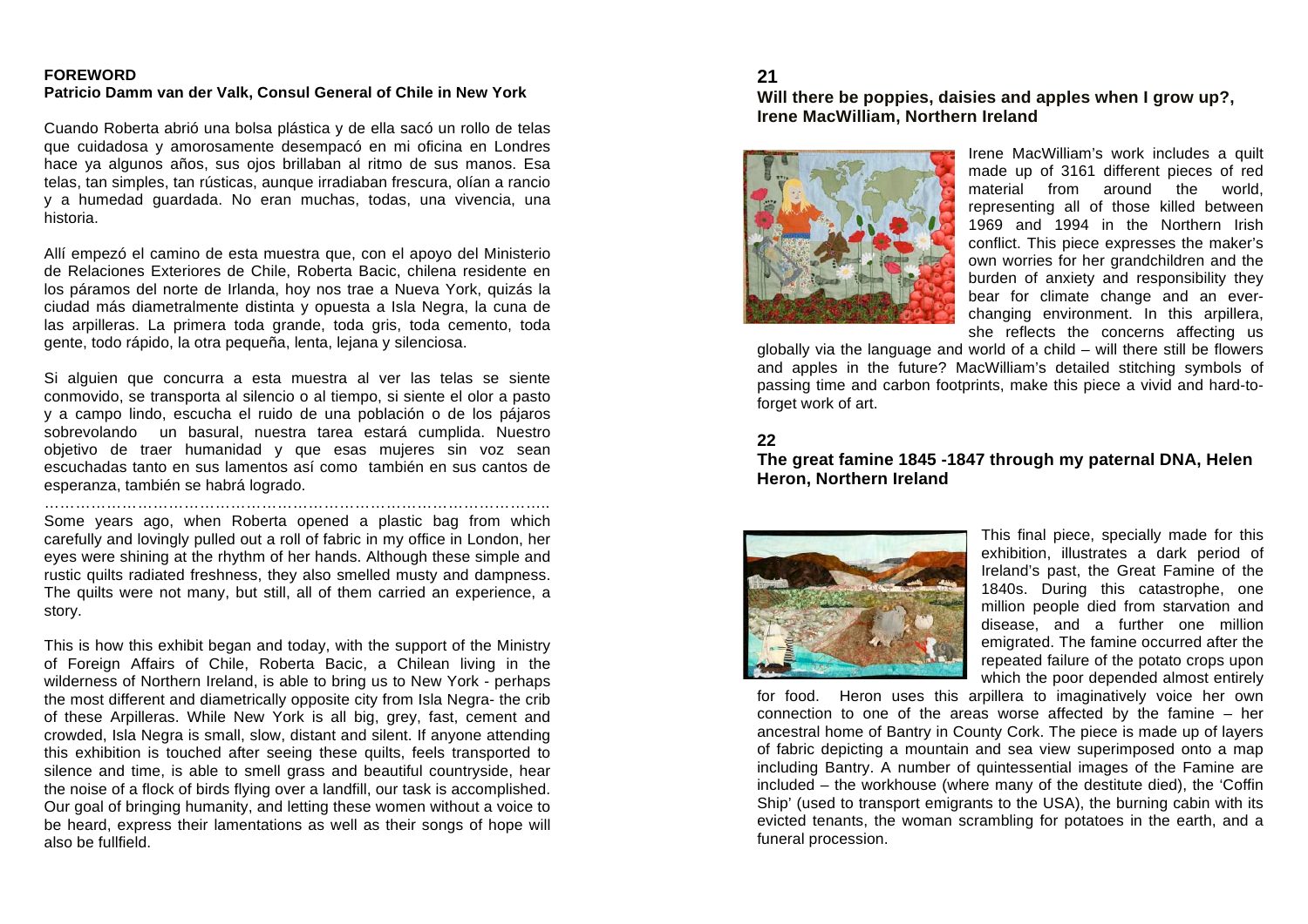## FOREWORD

### Patricio Damm van der Valk, Consul General of Chile in New York

Cuando Roberta abrió una bolsa plástica y de ella sacó un rollo de telas que cuidadosa y amorosamente desempacó en mi oficina en Londres hace ya algunos años, sus ojos brillaban al ritmo de sus manos. Esa telas, tan simples, tan rústicas, aunque irradiaban frescura, olían a rancio y a humedad guardada. No eran muchas, todas, una vivencia, una historia.

Allí empezó el camino de esta muestra que, con el apoyo del Ministerio de Relaciones Exteriores de Chile, Roberta Bacic, chilena residente en los páramos del norte de Irlanda, hoy nos trae a Nueva York, quizás la ciudad más diametralmente distinta y opuesta a Isla Negra, la cuna de las arpilleras. La primera toda grande, toda gris, toda cemento, toda gente, todo rápido, la otra pequeña, lenta, lejana y silenciosa.

Si alguien que concurra a esta muestra al ver las telas se siente conmovido, se transporta al silencio o al tiempo, si siente el olor a pasto y a campo lindo, escucha el ruido de una población o de los pájaros sobrevolando un basural, nuestra tarea estará cumplida. Nuestro objetivo de traer humanidad y que esas mujeres sin voz sean escuchadas tanto en sus lamentos así como también en sus cantos de esperanza, también se habrá logrado.

……………………………………………………………………………………..

Some years ago, when Roberta opened a plastic bag from which carefully and lovingly pulled out a roll of fabric in my office in London, her eyes were shining at the rhythm of her hands. Although these simple and rustic quilts radiated freshness, they also smelled musty and dampness. The quilts were not many, but still, all of them carried an experience, a story.

This is how this exhibit began and today, with the support of the Ministry of Foreign Affairs of Chile, Roberta Bacic, a Chilean living in the wilderness of Northern Ireland, is able to bring us to New York - perhaps the most different and diametrically opposite city from Isla Negra- the crib of these Arpilleras. While New York is all big, grey, fast, cement and crowded, Isla Negra is small, slow, distant and silent. If anyone attending this exhibition is touched after seeing these quilts, feels transported to silence and time, is able to smell grass and beautiful countryside, hear the noise of a flock of birds flying over a landfill, our task is accomplished. Our goal of bringing humanity, and letting these women without a voice to be heard, express their lamentations as well as their songs of hope will also be fullfield.

## 21

### Will there be poppies, daisies and apples when I grow up?, Irene MacWilliam, Northern Ireland

Irene MacWilliam's work includes a quilt made up of 3161 different pieces of red material from around the world, representing all of those killed between 1969 and 1994 in the Northern Irish conflict. This piece expresses the maker's own worries for her grandchildren and the burden of anxiety and responsibility they bear for climate change and an ever-changing environment. In this arpillera, she reflects the concerns affecting us globally via the language and world of a child – will there still be flowers and apples in the future? MacWilliam's detailed stitching symbols of passing time and carbon footprints, make this piece a vivid and hard-to-forget work of art.

## 22

### The great famine 1845 -1847 through my paternal DNA, Helen Heron, Northern Ireland

This final piece, specially made for this exhibition, illustrates a dark period of Ireland's past, the Great Famine of the 1840s. During this catastrophe, one million people died from starvation and disease, and a further one million emigrated. The famine occurred after the repeated failure of the potato crops upon which the poor depended almost entirely for food. Heron uses this arpillera to imaginatively voice her own connection to one of the areas worse affected by the famine – her ancestral home of Bantry in County Cork. The piece is made up of layers of fabric depicting a mountain and sea view superimposed onto a map including Bantry. A number of quintessential images of the Famine are included – the workhouse (where many of the destitute died), the 'Coffin Ship' (used to transport emigrants to the USA), the burning cabin with its evicted tenants, the woman scrambling for potatoes in the earth, and a funeral procession.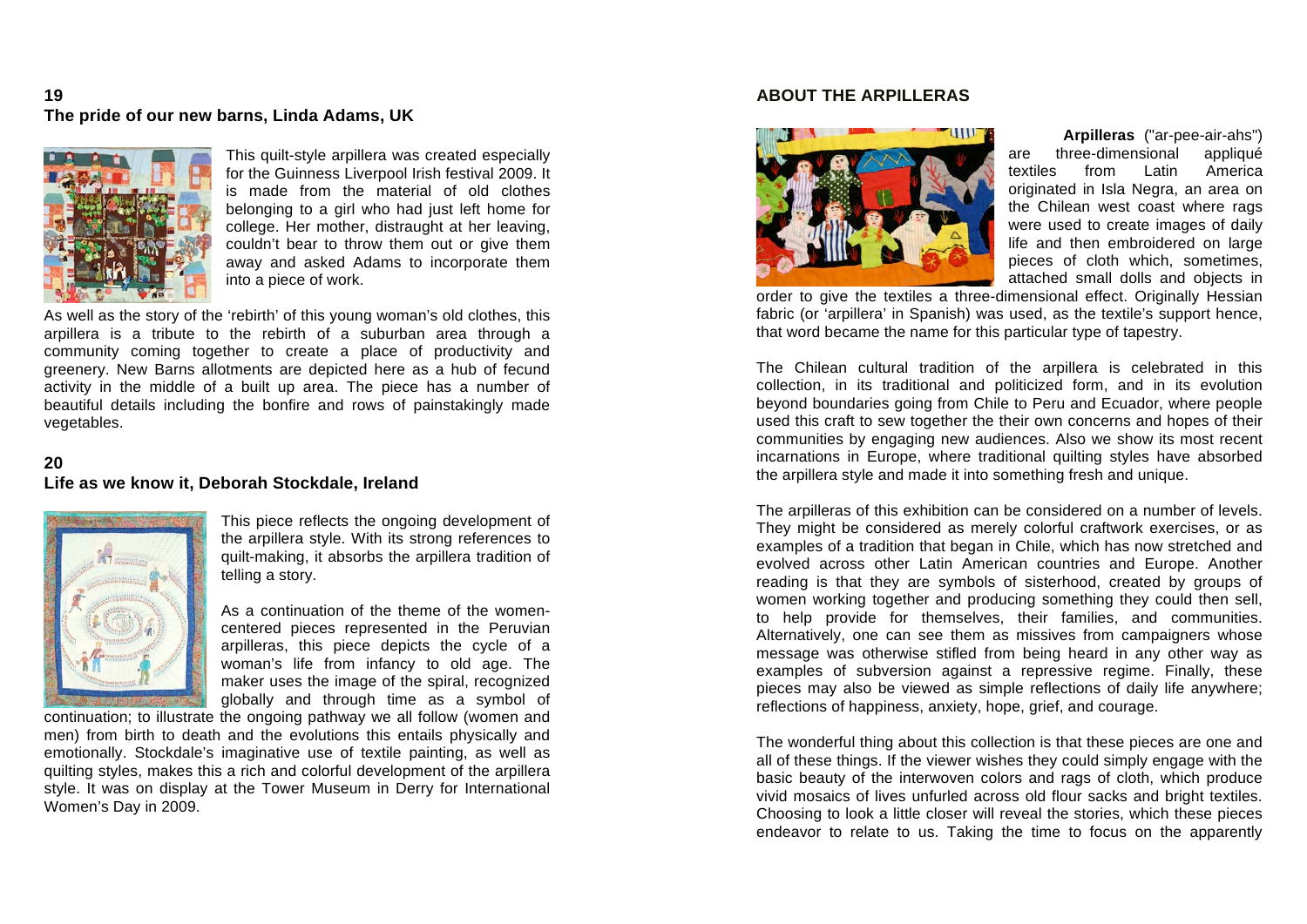## 19
## The pride of our new barns, Linda Adams, UK

This quilt-style arpillera was created especially for the Guinness Liverpool Irish festival 2009. It is made from the material of old clothes belonging to a girl who had just left home for college. Her mother, distraught at her leaving, couldn't bear to throw them out or give them away and asked Adams to incorporate them into a piece of work.

As well as the story of the 'rebirth' of this young woman's old clothes, this arpillera is a tribute to the rebirth of a suburban area through a community coming together to create a place of productivity and greenery. New Barns allotments are depicted here as a hub of fecund activity in the middle of a built up area. The piece has a number of beautiful details including the bonfire and rows of painstakingly made vegetables.

## 20
## Life as we know it, Deborah Stockdale, Ireland

This piece reflects the ongoing development of the arpillera style. With its strong references to quilt-making, it absorbs the arpillera tradition of telling a story.

As a continuation of the theme of the women-centered pieces represented in the Peruvian arpilleras, this piece depicts the cycle of a woman's life from infancy to old age. The maker uses the image of the spiral, recognized globally and through time as a symbol of continuation; to illustrate the ongoing pathway we all follow (women and men) from birth to death and the evolutions this entails physically and emotionally. Stockdale's imaginative use of textile painting, as well as quilting styles, makes this a rich and colorful development of the arpillera style. It was on display at the Tower Museum in Derry for International Women's Day in 2009.

## ABOUT THE ARPILLERAS

**Arpilleras** ("ar-pee-air-ahs") are three-dimensional appliqué textiles from Latin America originated in Isla Negra, an area on the Chilean west coast where rags were used to create images of daily life and then embroidered on large pieces of cloth which, sometimes, attached small dolls and objects in order to give the textiles a three-dimensional effect. Originally Hessian fabric (or 'arpillera' in Spanish) was used, as the textile's support hence, that word became the name for this particular type of tapestry.

The Chilean cultural tradition of the arpillera is celebrated in this collection, in its traditional and politicized form, and in its evolution beyond boundaries going from Chile to Peru and Ecuador, where people used this craft to sew together the their own concerns and hopes of their communities by engaging new audiences. Also we show its most recent incarnations in Europe, where traditional quilting styles have absorbed the arpillera style and made it into something fresh and unique.

The arpilleras of this exhibition can be considered on a number of levels. They might be considered as merely colorful craftwork exercises, or as examples of a tradition that began in Chile, which has now stretched and evolved across other Latin American countries and Europe. Another reading is that they are symbols of sisterhood, created by groups of women working together and producing something they could then sell, to help provide for themselves, their families, and communities. Alternatively, one can see them as missives from campaigners whose message was otherwise stifled from being heard in any other way as examples of subversion against a repressive regime. Finally, these pieces may also be viewed as simple reflections of daily life anywhere; reflections of happiness, anxiety, hope, grief, and courage.

The wonderful thing about this collection is that these pieces are one and all of these things. If the viewer wishes they could simply engage with the basic beauty of the interwoven colors and rags of cloth, which produce vivid mosaics of lives unfurled across old flour sacks and bright textiles. Choosing to look a little closer will reveal the stories, which these pieces endeavor to relate to us. Taking the time to focus on the apparently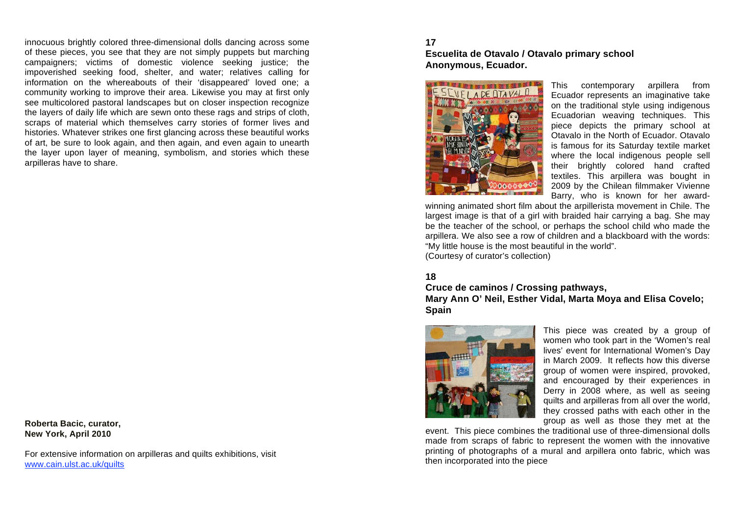innocuous brightly colored three-dimensional dolls dancing across some of these pieces, you see that they are not simply puppets but marching campaigners; victims of domestic violence seeking justice; the impoverished seeking food, shelter, and water; relatives calling for information on the whereabouts of their 'disappeared' loved one; a community working to improve their area. Likewise you may at first only see multicolored pastoral landscapes but on closer inspection recognize the layers of daily life which are sewn onto these rags and strips of cloth, scraps of material which themselves carry stories of former lives and histories. Whatever strikes one first glancing across these beautiful works of art, be sure to look again, and then again, and even again to unearth the layer upon layer of meaning, symbolism, and stories which these arpilleras have to share.

**Roberta Bacic, curator,**
**New York, April 2010**

For extensive information on arpilleras and quilts exhibitions, visit [www.cain.ulst.ac.uk/quilts](www.cain.ulst.ac.uk/quilts)

**17**
**Escuelita de Otavalo / Otavalo primary school**
**Anonymous, Ecuador.**

This contemporary arpillera from Ecuador represents an imaginative take on the traditional style using indigenous Ecuadorian weaving techniques. This piece depicts the primary school at Otavalo in the North of Ecuador. Otavalo is famous for its Saturday textile market where the local indigenous people sell their brightly colored hand crafted textiles. This arpillera was bought in 2009 by the Chilean filmmaker Vivienne Barry, who is known for her award-winning animated short film about the arpillerista movement in Chile. The largest image is that of a girl with braided hair carrying a bag. She may be the teacher of the school, or perhaps the school child who made the arpillera. We also see a row of children and a blackboard with the words: "My little house is the most beautiful in the world".
(Courtesy of curator's collection)

**18**
**Cruce de caminos / Crossing pathways,**
**Mary Ann O' Neil, Esther Vidal, Marta Moya and Elisa Covelo; Spain**

This piece was created by a group of women who took part in the 'Women's real lives' event for International Women's Day in March 2009. It reflects how this diverse group of women were inspired, provoked, and encouraged by their experiences in Derry in 2008 where, as well as seeing quilts and arpilleras from all over the world, they crossed paths with each other in the group as well as those they met at the event. This piece combines the traditional use of three-dimensional dolls made from scraps of fabric to represent the women with the innovative printing of photographs of a mural and arpillera onto fabric, which was then incorporated into the piece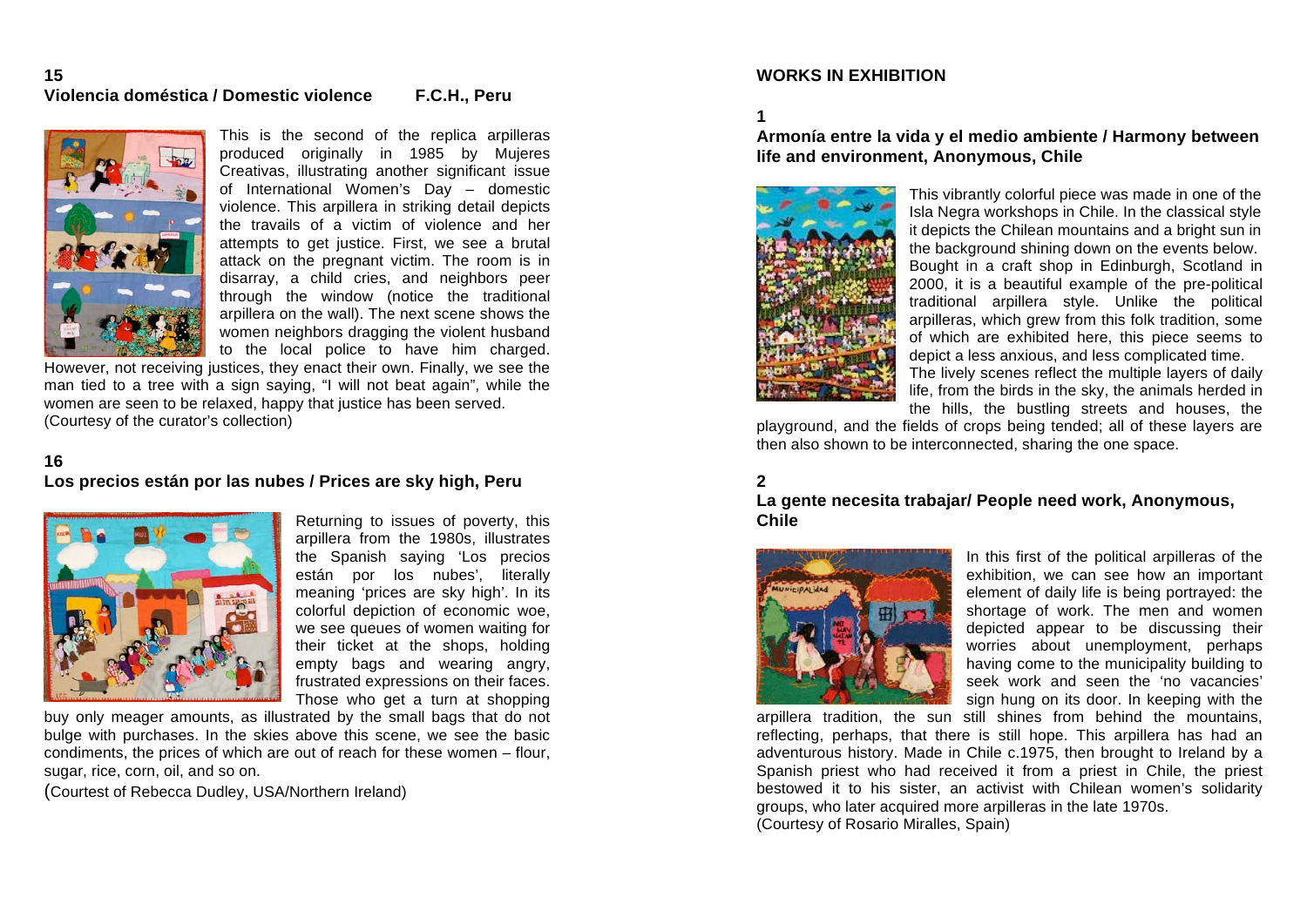### 15
### Violencia doméstica / Domestic violence F.C.H., Peru

This is the second of the replica arpilleras produced originally in 1985 by Mujeres Creativas, illustrating another significant issue of International Women's Day – domestic violence. This arpillera in striking detail depicts the travails of a victim of violence and her attempts to get justice. First, we see a brutal attack on the pregnant victim. The room is in disarray, a child cries, and neighbors peer through the window (notice the traditional arpillera on the wall). The next scene shows the women neighbors dragging the violent husband to the local police to have him charged. However, not receiving justices, they enact their own. Finally, we see the man tied to a tree with a sign saying, "I will not beat again", while the women are seen to be relaxed, happy that justice has been served.
(Courtesy of the curator's collection)

### 16
### Los precios están por las nubes / Prices are sky high, Peru

Returning to issues of poverty, this arpillera from the 1980s, illustrates the Spanish saying 'Los precios están por los nubes', literally meaning 'prices are sky high'. In its colorful depiction of economic woe, we see queues of women waiting for their ticket at the shops, holding empty bags and wearing angry, frustrated expressions on their faces. Those who get a turn at shopping buy only meager amounts, as illustrated by the small bags that do not bulge with purchases. In the skies above this scene, we see the basic condiments, the prices of which are out of reach for these women – flour, sugar, rice, corn, oil, and so on.
(Courtest of Rebecca Dudley, USA/Northern Ireland)

## WORKS IN EXHIBITION

### 1
### Armonía entre la vida y el medio ambiente / Harmony between life and environment, Anonymous, Chile

This vibrantly colorful piece was made in one of the Isla Negra workshops in Chile. In the classical style it depicts the Chilean mountains and a bright sun in the background shining down on the events below. Bought in a craft shop in Edinburgh, Scotland in 2000, it is a beautiful example of the pre-political traditional arpillera style. Unlike the political arpilleras, which grew from this folk tradition, some of which are exhibited here, this piece seems to depict a less anxious, and less complicated time. The lively scenes reflect the multiple layers of daily life, from the birds in the sky, the animals herded in the hills, the bustling streets and houses, the playground, and the fields of crops being tended; all of these layers are then also shown to be interconnected, sharing the one space.

### 2
### La gente necesita trabajar/ People need work, Anonymous, Chile

In this first of the political arpilleras of the exhibition, we can see how an important element of daily life is being portrayed: the shortage of work. The men and women depicted appear to be discussing their worries about unemployment, perhaps having come to the municipality building to seek work and seen the 'no vacancies' sign hung on its door. In keeping with the arpillera tradition, the sun still shines from behind the mountains, reflecting, perhaps, that there is still hope. This arpillera has had an adventurous history. Made in Chile c.1975, then brought to Ireland by a Spanish priest who had received it from a priest in Chile, the priest bestowed it to his sister, an activist with Chilean women's solidarity groups, who later acquired more arpilleras in the late 1970s.
(Courtesy of Rosario Miralles, Spain)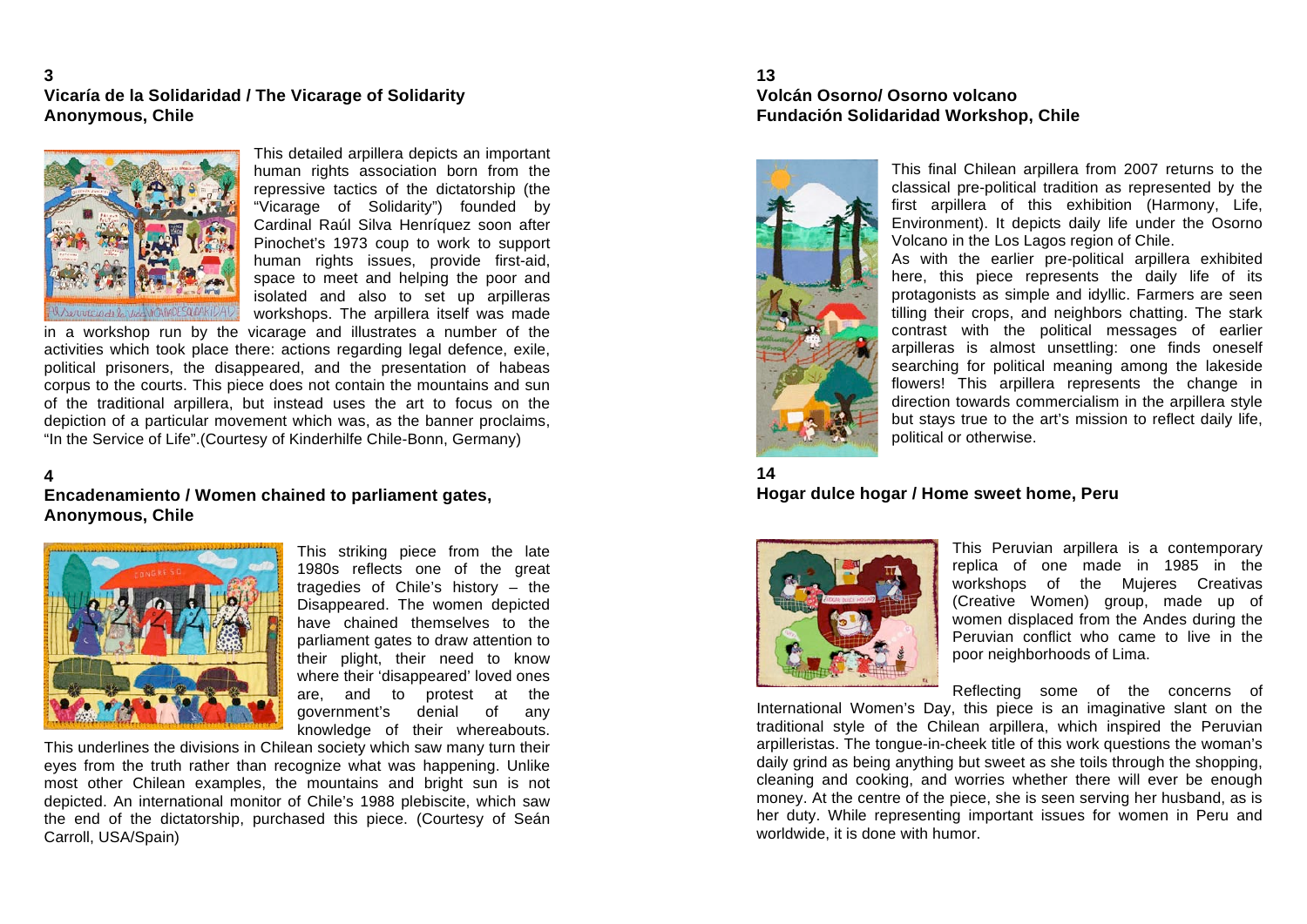## 3
## Vicaría de la Solidaridad / The Vicarage of Solidarity
## Anonymous, Chile

This detailed arpillera depicts an important human rights association born from the repressive tactics of the dictatorship (the "Vicarage of Solidarity") founded by Cardinal Raúl Silva Henríquez soon after Pinochet's 1973 coup to work to support human rights issues, provide first-aid, space to meet and helping the poor and isolated and also to set up arpilleras workshops. The arpillera itself was made in a workshop run by the vicarage and illustrates a number of the activities which took place there: actions regarding legal defence, exile, political prisoners, the disappeared, and the presentation of habeas corpus to the courts. This piece does not contain the mountains and sun of the traditional arpillera, but instead uses the art to focus on the depiction of a particular movement which was, as the banner proclaims, "In the Service of Life".(Courtesy of Kinderhilfe Chile-Bonn, Germany)

## 4
## Encadenamiento / Women chained to parliament gates, Anonymous, Chile

This striking piece from the late 1980s reflects one of the great tragedies of Chile's history – the Disappeared. The women depicted have chained themselves to the parliament gates to draw attention to their plight, their need to know where their 'disappeared' loved ones are, and to protest at the government's denial of any knowledge of their whereabouts. This underlines the divisions in Chilean society which saw many turn their eyes from the truth rather than recognize what was happening. Unlike most other Chilean examples, the mountains and bright sun is not depicted. An international monitor of Chile's 1988 plebiscite, which saw the end of the dictatorship, purchased this piece. (Courtesy of Seán Carroll, USA/Spain)

## 13
## Volcán Osorno/ Osorno volcano
## Fundación Solidaridad Workshop, Chile

This final Chilean arpillera from 2007 returns to the classical pre-political tradition as represented by the first arpillera of this exhibition (Harmony, Life, Environment). It depicts daily life under the Osorno Volcano in the Los Lagos region of Chile.

As with the earlier pre-political arpillera exhibited here, this piece represents the daily life of its protagonists as simple and idyllic. Farmers are seen tilling their crops, and neighbors chatting. The stark contrast with the political messages of earlier arpilleras is almost unsettling: one finds oneself searching for political meaning among the lakeside flowers! This arpillera represents the change in direction towards commercialism in the arpillera style but stays true to the art's mission to reflect daily life, political or otherwise.

## 14
## Hogar dulce hogar / Home sweet home, Peru

This Peruvian arpillera is a contemporary replica of one made in 1985 in the workshops of the Mujeres Creativas (Creative Women) group, made up of women displaced from the Andes during the Peruvian conflict who came to live in the poor neighborhoods of Lima.

Reflecting some of the concerns of International Women's Day, this piece is an imaginative slant on the traditional style of the Chilean arpillera, which inspired the Peruvian arpilleristas. The tongue-in-cheek title of this work questions the woman's daily grind as being anything but sweet as she toils through the shopping, cleaning and cooking, and worries whether there will ever be enough money. At the centre of the piece, she is seen serving her husband, as is her duty. While representing important issues for women in Peru and worldwide, it is done with humor.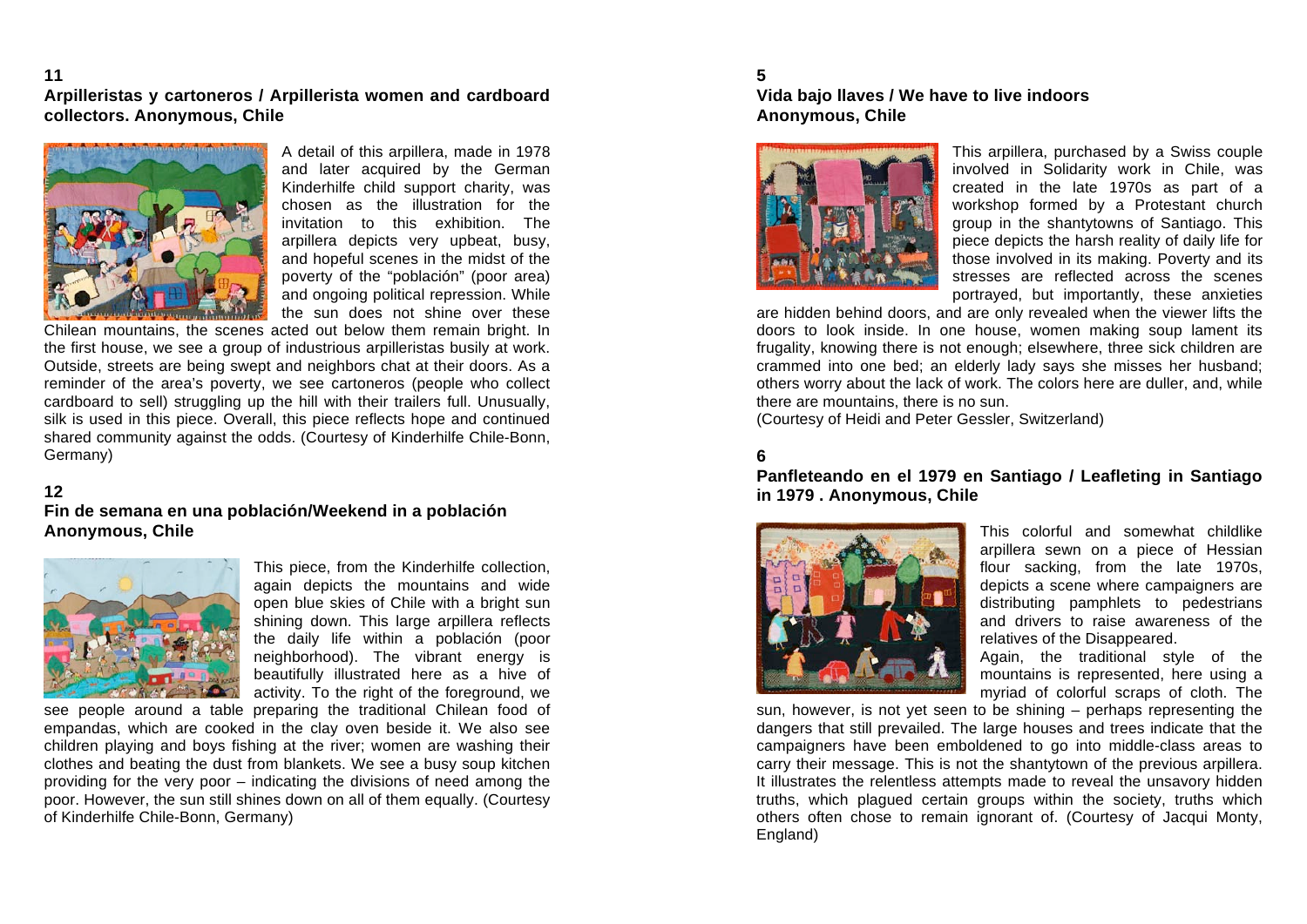## 11

**Arpilleristas y cartoneros / Arpillerista women and cardboard collectors. Anonymous, Chile**

A detail of this arpillera, made in 1978 and later acquired by the German Kinderhilfe child support charity, was chosen as the illustration for the invitation to this exhibition. The arpillera depicts very upbeat, busy, and hopeful scenes in the midst of the poverty of the "población" (poor area) and ongoing political repression. While the sun does not shine over these Chilean mountains, the scenes acted out below them remain bright. In the first house, we see a group of industrious arpilleristas busily at work. Outside, streets are being swept and neighbors chat at their doors. As a reminder of the area's poverty, we see cartoneros (people who collect cardboard to sell) struggling up the hill with their trailers full. Unusually, silk is used in this piece. Overall, this piece reflects hope and continued shared community against the odds. (Courtesy of Kinderhilfe Chile-Bonn, Germany)

## 12

**Fin de semana en una población/Weekend in a población Anonymous, Chile**

This piece, from the Kinderhilfe collection, again depicts the mountains and wide open blue skies of Chile with a bright sun shining down. This large arpillera reflects the daily life within a población (poor neighborhood). The vibrant energy is beautifully illustrated here as a hive of activity. To the right of the foreground, we see people around a table preparing the traditional Chilean food of empandas, which are cooked in the clay oven beside it. We also see children playing and boys fishing at the river; women are washing their clothes and beating the dust from blankets. We see a busy soup kitchen providing for the very poor – indicating the divisions of need among the poor. However, the sun still shines down on all of them equally. (Courtesy of Kinderhilfe Chile-Bonn, Germany)

## 5

**Vida bajo llaves / We have to live indoors Anonymous, Chile**

This arpillera, purchased by a Swiss couple involved in Solidarity work in Chile, was created in the late 1970s as part of a workshop formed by a Protestant church group in the shantytowns of Santiago. This piece depicts the harsh reality of daily life for those involved in its making. Poverty and its stresses are reflected across the scenes portrayed, but importantly, these anxieties are hidden behind doors, and are only revealed when the viewer lifts the doors to look inside. In one house, women making soup lament its frugality, knowing there is not enough; elsewhere, three sick children are crammed into one bed; an elderly lady says she misses her husband; others worry about the lack of work. The colors here are duller, and, while there are mountains, there is no sun.
(Courtesy of Heidi and Peter Gessler, Switzerland)

## 6

**Panfleteando en el 1979 en Santiago / Leafleting in Santiago in 1979 . Anonymous, Chile**

This colorful and somewhat childlike arpillera sewn on a piece of Hessian flour sacking, from the late 1970s, depicts a scene where campaigners are distributing pamphlets to pedestrians and drivers to raise awareness of the relatives of the Disappeared.
Again, the traditional style of the mountains is represented, here using a myriad of colorful scraps of cloth. The sun, however, is not yet seen to be shining – perhaps representing the dangers that still prevailed. The large houses and trees indicate that the campaigners have been emboldened to go into middle-class areas to carry their message. This is not the shantytown of the previous arpillera. It illustrates the relentless attempts made to reveal the unsavory hidden truths, which plagued certain groups within the society, truths which others often chose to remain ignorant of. (Courtesy of Jacqui Monty, England)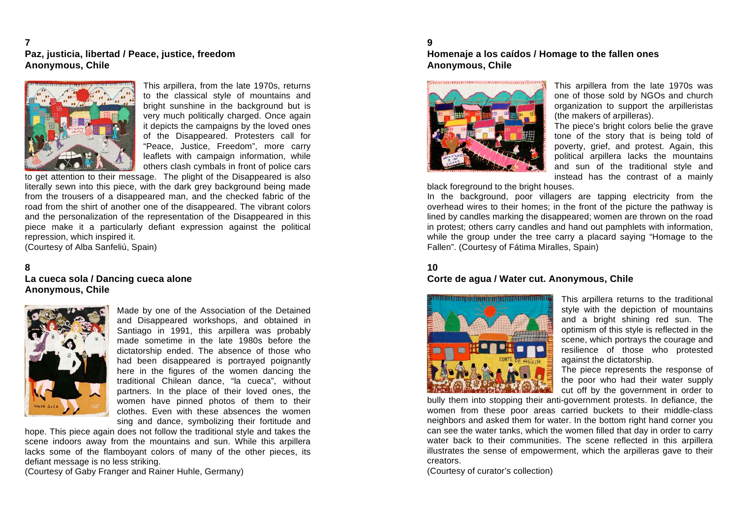**7**

**Paz, justicia, libertad / Peace, justice, freedom**
**Anonymous, Chile**

This arpillera, from the late 1970s, returns to the classical style of mountains and bright sunshine in the background but is very much politically charged. Once again it depicts the campaigns by the loved ones of the Disappeared. Protesters call for "Peace, Justice, Freedom", more carry leaflets with campaign information, while others clash cymbals in front of police cars to get attention to their message. The plight of the Disappeared is also literally sewn into this piece, with the dark grey background being made from the trousers of a disappeared man, and the checked fabric of the road from the shirt of another one of the disappeared. The vibrant colors and the personalization of the representation of the Disappeared in this piece make it a particularly defiant expression against the political repression, which inspired it.
(Courtesy of Alba Sanfeliú, Spain)

**8**

**La cueca sola / Dancing cueca alone**
**Anonymous, Chile**

Made by one of the Association of the Detained and Disappeared workshops, and obtained in Santiago in 1991, this arpillera was probably made sometime in the late 1980s before the dictatorship ended. The absence of those who had been disappeared is portrayed poignantly here in the figures of the women dancing the traditional Chilean dance, "la cueca", without partners. In the place of their loved ones, the women have pinned photos of them to their clothes. Even with these absences the women sing and dance, symbolizing their fortitude and hope. This piece again does not follow the traditional style and takes the scene indoors away from the mountains and sun. While this arpillera lacks some of the flamboyant colors of many of the other pieces, its defiant message is no less striking.
(Courtesy of Gaby Franger and Rainer Huhle, Germany)

**9**

**Homenaje a los caídos / Homage to the fallen ones**
**Anonymous, Chile**

This arpillera from the late 1970s was one of those sold by NGOs and church organization to support the arpilleristas (the makers of arpilleras).
The piece's bright colors belie the grave tone of the story that is being told of poverty, grief, and protest. Again, this political arpillera lacks the mountains and sun of the traditional style and instead has the contrast of a mainly black foreground to the bright houses.
In the background, poor villagers are tapping electricity from the overhead wires to their homes; in the front of the picture the pathway is lined by candles marking the disappeared; women are thrown on the road in protest; others carry candles and hand out pamphlets with information, while the group under the tree carry a placard saying "Homage to the Fallen". (Courtesy of Fátima Miralles, Spain)

**10**

**Corte de agua / Water cut. Anonymous, Chile**

This arpillera returns to the traditional style with the depiction of mountains and a bright shining red sun. The optimism of this style is reflected in the scene, which portrays the courage and resilience of those who protested against the dictatorship.
The piece represents the response of the poor who had their water supply cut off by the government in order to bully them into stopping their anti-government protests. In defiance, the women from these poor areas carried buckets to their middle-class neighbors and asked them for water. In the bottom right hand corner you can see the water tanks, which the women filled that day in order to carry water back to their communities. The scene reflected in this arpillera illustrates the sense of empowerment, which the arpilleras gave to their creators.
(Courtesy of curator's collection)